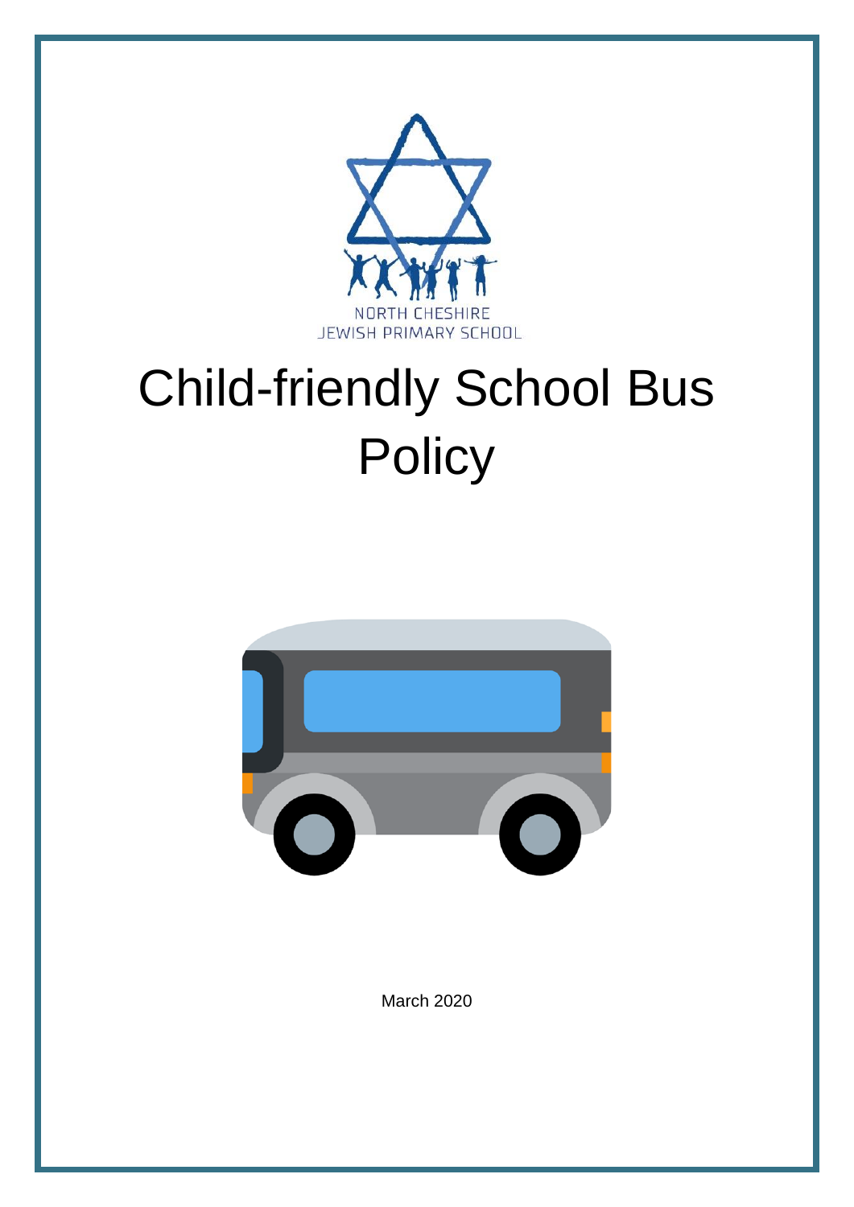NORTH CHESHIRE
JEWISH PRIMARY SCHOOL

# Child-friendly School Bus Policy

March 2020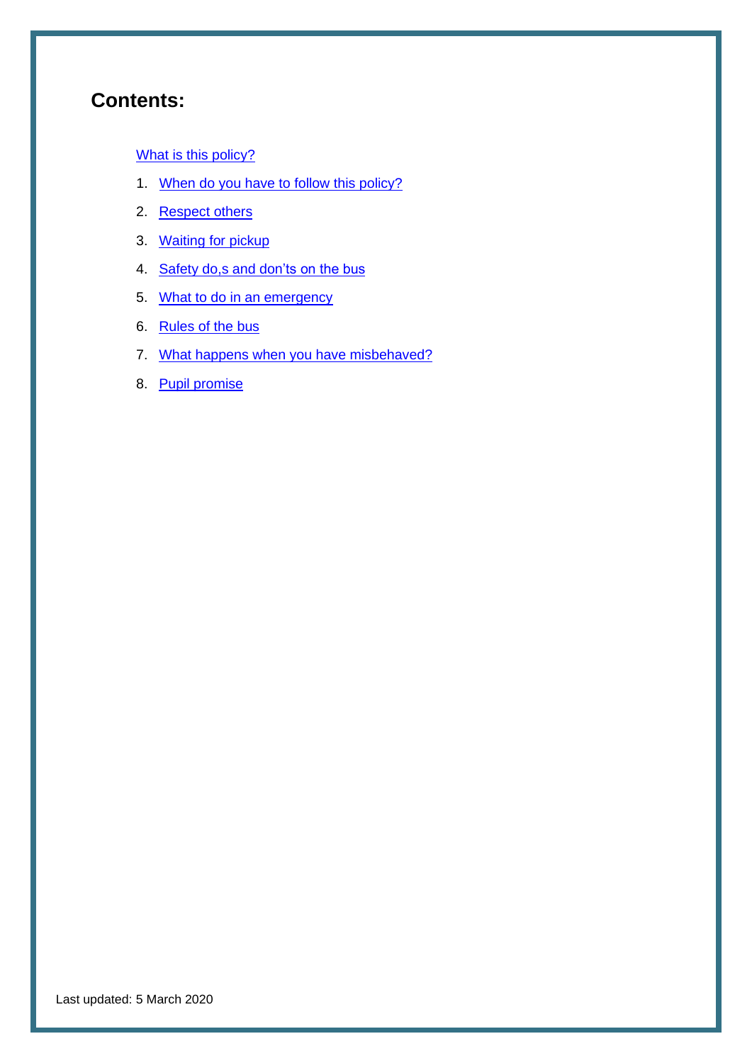## Contents:

What is this policy?

1. When do you have to follow this policy?
2. Respect others
3. Waiting for pickup
4. Safety do,s and don’ts on the bus
5. What to do in an emergency
6. Rules of the bus
7. What happens when you have misbehaved?
8. Pupil promise

Last updated: 5 March 2020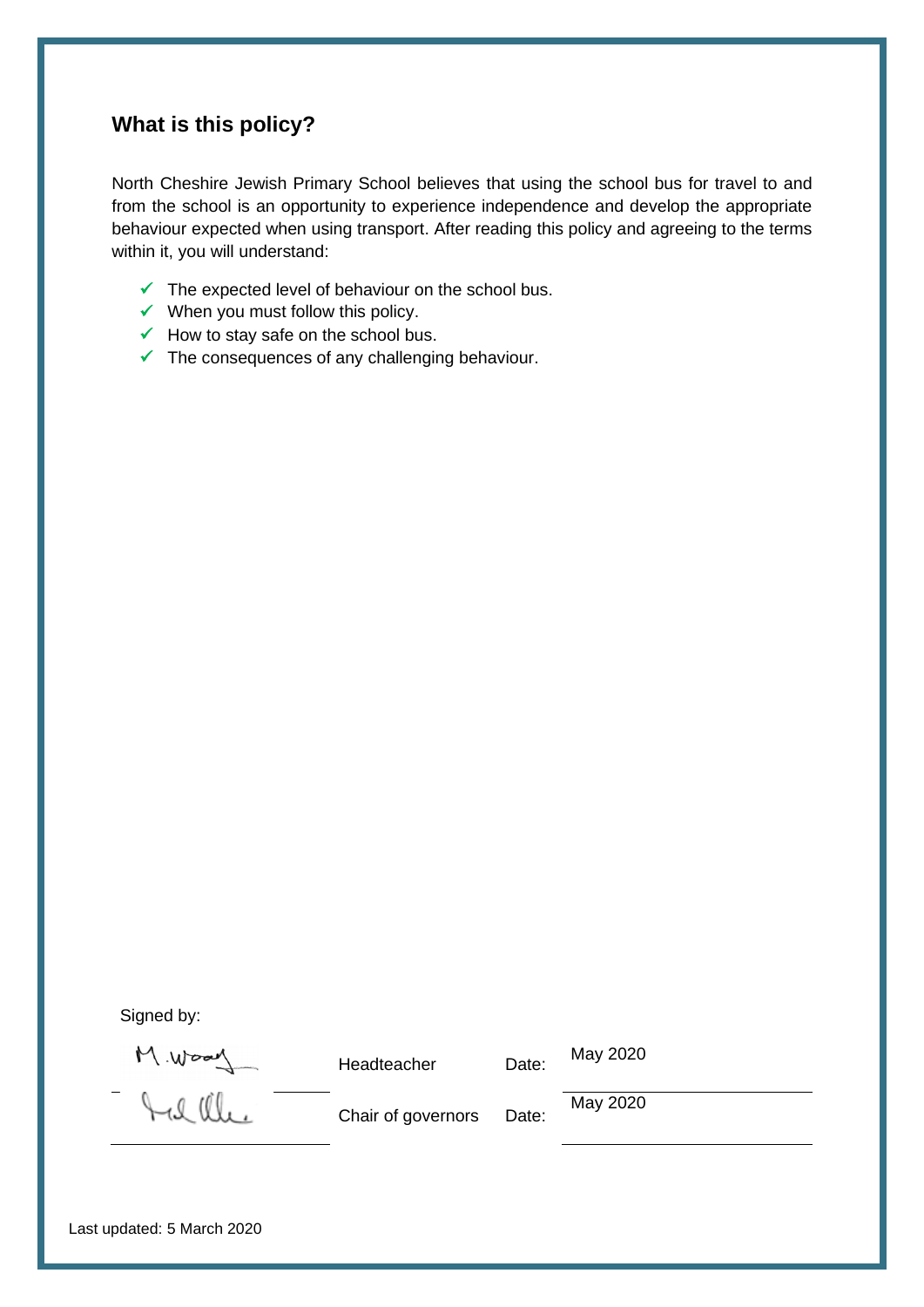## What is this policy?

North Cheshire Jewish Primary School believes that using the school bus for travel to and from the school is an opportunity to experience independence and develop the appropriate behaviour expected when using transport. After reading this policy and agreeing to the terms within it, you will understand:

- ✓ The expected level of behaviour on the school bus.
- ✓ When you must follow this policy.
- ✓ How to stay safe on the school bus.
- ✓ The consequences of any challenging behaviour.

Signed by:

| Signature | Role | | Date |
|---|---|---|---|
| M. Wood | Headteacher | Date: | May 2020 |
| (signature) | Chair of governors | Date: | May 2020 |

Last updated: 5 March 2020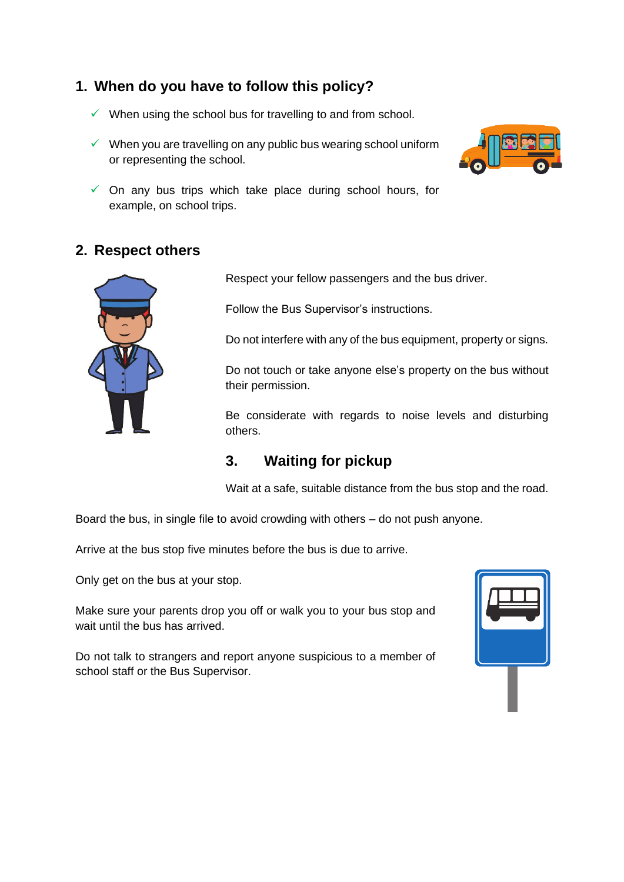## 1. When do you have to follow this policy?

- ✓ When using the school bus for travelling to and from school.
- ✓ When you are travelling on any public bus wearing school uniform or representing the school.
- ✓ On any bus trips which take place during school hours, for example, on school trips.

## 2. Respect others

Respect your fellow passengers and the bus driver.

Follow the Bus Supervisor's instructions.

Do not interfere with any of the bus equipment, property or signs.

Do not touch or take anyone else's property on the bus without their permission.

Be considerate with regards to noise levels and disturbing others.

## 3. Waiting for pickup

Wait at a safe, suitable distance from the bus stop and the road.

Board the bus, in single file to avoid crowding with others – do not push anyone.

Arrive at the bus stop five minutes before the bus is due to arrive.

Only get on the bus at your stop.

Make sure your parents drop you off or walk you to your bus stop and wait until the bus has arrived.

Do not talk to strangers and report anyone suspicious to a member of school staff or the Bus Supervisor.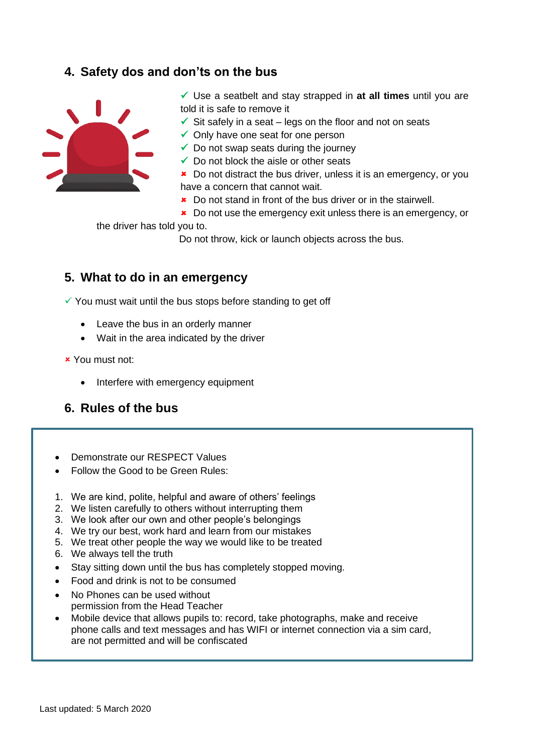## 4. Safety dos and don'ts on the bus

- ✓ Use a seatbelt and stay strapped in **at all times** until you are told it is safe to remove it
- ✓ Sit safely in a seat – legs on the floor and not on seats
- ✓ Only have one seat for one person
- ✓ Do not swap seats during the journey
- ✓ Do not block the aisle or other seats
- ✗ Do not distract the bus driver, unless it is an emergency, or you have a concern that cannot wait.
- ✗ Do not stand in front of the bus driver or in the stairwell.
- ✗ Do not use the emergency exit unless there is an emergency, or the driver has told you to.

Do not throw, kick or launch objects across the bus.

## 5. What to do in an emergency

✓ You must wait until the bus stops before standing to get off

- Leave the bus in an orderly manner
- Wait in the area indicated by the driver

✗ You must not:

- Interfere with emergency equipment

## 6. Rules of the bus

- Demonstrate our RESPECT Values
- Follow the Good to be Green Rules:

1. We are kind, polite, helpful and aware of others' feelings
2. We listen carefully to others without interrupting them
3. We look after our own and other people's belongings
4. We try our best, work hard and learn from our mistakes
5. We treat other people the way we would like to be treated
6. We always tell the truth

- Stay sitting down until the bus has completely stopped moving.
- Food and drink is not to be consumed
- No Phones can be used without permission from the Head Teacher
- Mobile device that allows pupils to: record, take photographs, make and receive phone calls and text messages and has WIFI or internet connection via a sim card, are not permitted and will be confiscated

Last updated: 5 March 2020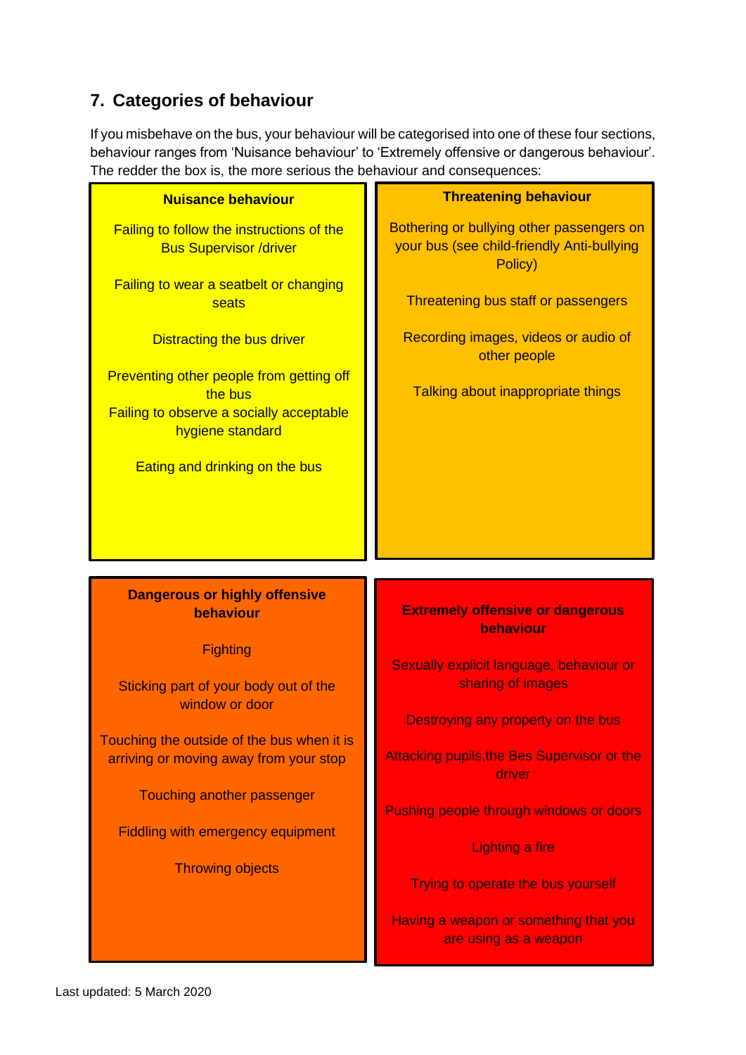## 7. Categories of behaviour

If you misbehave on the bus, your behaviour will be categorised into one of these four sections, behaviour ranges from 'Nuisance behaviour' to 'Extremely offensive or dangerous behaviour'. The redder the box is, the more serious the behaviour and consequences:

**Nuisance behaviour**

Failing to follow the instructions of the Bus Supervisor /driver

Failing to wear a seatbelt or changing seats

Distracting the bus driver

Preventing other people from getting off the bus

Failing to observe a socially acceptable hygiene standard

Eating and drinking on the bus

**Threatening behaviour**

Bothering or bullying other passengers on your bus (see child-friendly Anti-bullying Policy)

Threatening bus staff or passengers

Recording images, videos or audio of other people

Talking about inappropriate things

**Dangerous or highly offensive behaviour**

Fighting

Sticking part of your body out of the window or door

Touching the outside of the bus when it is arriving or moving away from your stop

Touching another passenger

Fiddling with emergency equipment

Throwing objects

**Extremely offensive or dangerous behaviour**

Sexually explicit language, behaviour or sharing of images

Destroying any property on the bus

Attacking pupils,the Bes Supervisor or the driver

Pushing people through windows or doors

Lighting a fire

Trying to operate the bus yourself

Having a weapon or something that you are using as a weapon

Last updated: 5 March 2020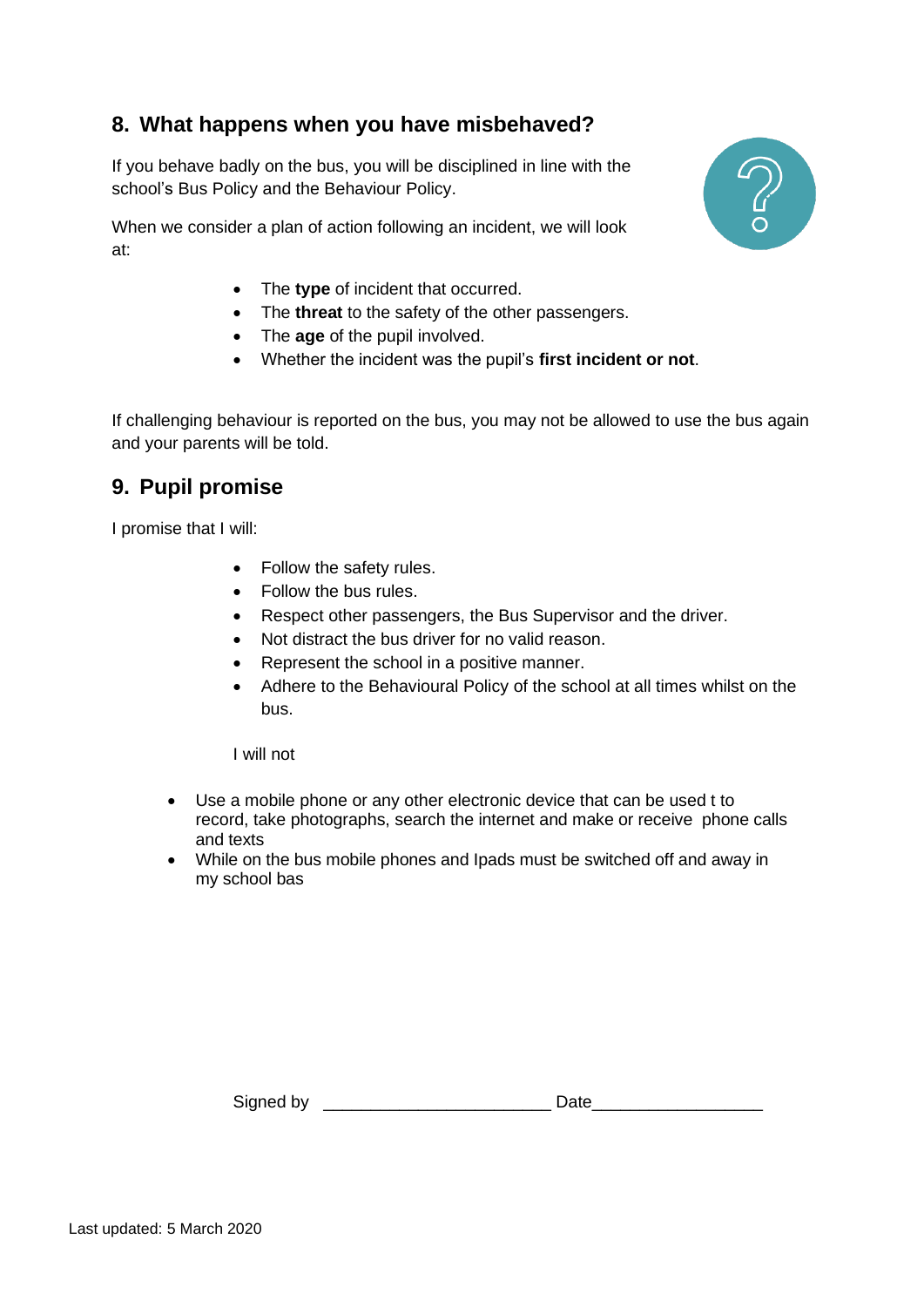## 8. What happens when you have misbehaved?

If you behave badly on the bus, you will be disciplined in line with the school's Bus Policy and the Behaviour Policy.

When we consider a plan of action following an incident, we will look at:

- The **type** of incident that occurred.
- The **threat** to the safety of the other passengers.
- The **age** of the pupil involved.
- Whether the incident was the pupil's **first incident or not**.

If challenging behaviour is reported on the bus, you may not be allowed to use the bus again and your parents will be told.

## 9. Pupil promise

I promise that I will:

- Follow the safety rules.
- Follow the bus rules.
- Respect other passengers, the Bus Supervisor and the driver.
- Not distract the bus driver for no valid reason.
- Represent the school in a positive manner.
- Adhere to the Behavioural Policy of the school at all times whilst on the bus.

I will not

- Use a mobile phone or any other electronic device that can be used t to record, take photographs, search the internet and make or receive phone calls and texts
- While on the bus mobile phones and Ipads must be switched off and away in my school bas

Signed by ________________________ Date__________________

Last updated: 5 March 2020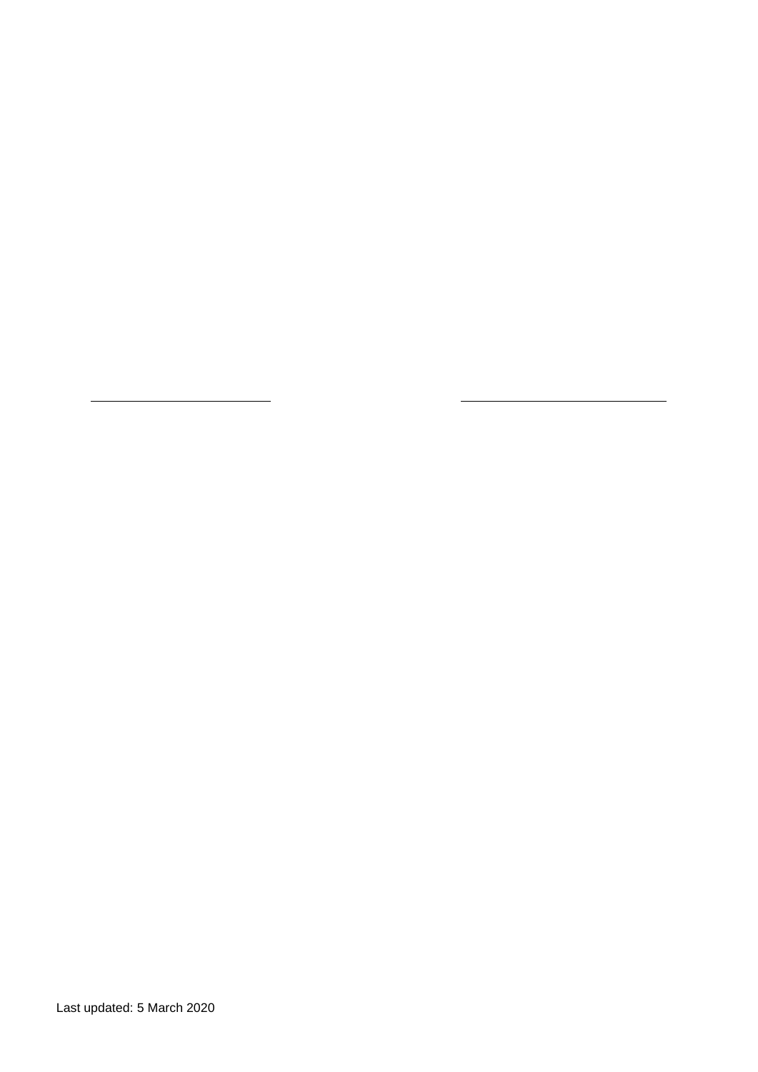Last updated: 5 March 2020